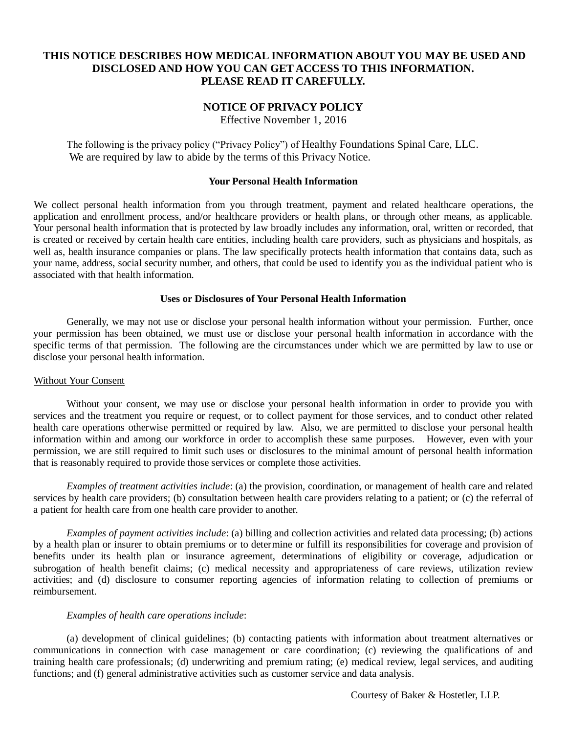**THIS NOTICE DESCRIBES HOW MEDICAL INFORMATION ABOUT YOU MAY BE USED AND DISCLOSED AND HOW YOU CAN GET ACCESS TO THIS INFORMATION. PLEASE READ IT CAREFULLY.**

# NOTICE OF PRIVACY POLICY

Effective November 1, 2016

The following is the privacy policy ("Privacy Policy") of Healthy Foundations Spinal Care, LLC. We are required by law to abide by the terms of this Privacy Notice.

## Your Personal Health Information

We collect personal health information from you through treatment, payment and related healthcare operations, the application and enrollment process, and/or healthcare providers or health plans, or through other means, as applicable. Your personal health information that is protected by law broadly includes any information, oral, written or recorded, that is created or received by certain health care entities, including health care providers, such as physicians and hospitals, as well as, health insurance companies or plans. The law specifically protects health information that contains data, such as your name, address, social security number, and others, that could be used to identify you as the individual patient who is associated with that health information.

## Uses or Disclosures of Your Personal Health Information

Generally, we may not use or disclose your personal health information without your permission. Further, once your permission has been obtained, we must use or disclose your personal health information in accordance with the specific terms of that permission. The following are the circumstances under which we are permitted by law to use or disclose your personal health information.

<u>Without Your Consent</u>

Without your consent, we may use or disclose your personal health information in order to provide you with services and the treatment you require or request, or to collect payment for those services, and to conduct other related health care operations otherwise permitted or required by law. Also, we are permitted to disclose your personal health information within and among our workforce in order to accomplish these same purposes. However, even with your permission, we are still required to limit such uses or disclosures to the minimal amount of personal health information that is reasonably required to provide those services or complete those activities.

*Examples of treatment activities include*: (a) the provision, coordination, or management of health care and related services by health care providers; (b) consultation between health care providers relating to a patient; or (c) the referral of a patient for health care from one health care provider to another.

*Examples of payment activities include*: (a) billing and collection activities and related data processing; (b) actions by a health plan or insurer to obtain premiums or to determine or fulfill its responsibilities for coverage and provision of benefits under its health plan or insurance agreement, determinations of eligibility or coverage, adjudication or subrogation of health benefit claims; (c) medical necessity and appropriateness of care reviews, utilization review activities; and (d) disclosure to consumer reporting agencies of information relating to collection of premiums or reimbursement.

*Examples of health care operations include*:

(a) development of clinical guidelines; (b) contacting patients with information about treatment alternatives or communications in connection with case management or care coordination; (c) reviewing the qualifications of and training health care professionals; (d) underwriting and premium rating; (e) medical review, legal services, and auditing functions; and (f) general administrative activities such as customer service and data analysis.

Courtesy of Baker & Hostetler, LLP.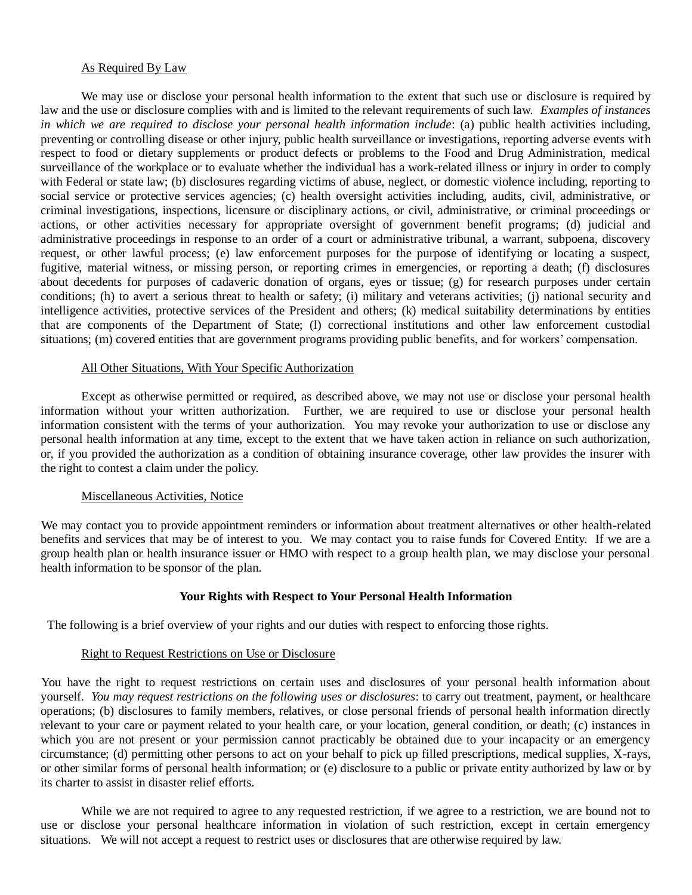As Required By Law

We may use or disclose your personal health information to the extent that such use or disclosure is required by law and the use or disclosure complies with and is limited to the relevant requirements of such law. *Examples of instances in which we are required to disclose your personal health information include*: (a) public health activities including, preventing or controlling disease or other injury, public health surveillance or investigations, reporting adverse events with respect to food or dietary supplements or product defects or problems to the Food and Drug Administration, medical surveillance of the workplace or to evaluate whether the individual has a work-related illness or injury in order to comply with Federal or state law; (b) disclosures regarding victims of abuse, neglect, or domestic violence including, reporting to social service or protective services agencies; (c) health oversight activities including, audits, civil, administrative, or criminal investigations, inspections, licensure or disciplinary actions, or civil, administrative, or criminal proceedings or actions, or other activities necessary for appropriate oversight of government benefit programs; (d) judicial and administrative proceedings in response to an order of a court or administrative tribunal, a warrant, subpoena, discovery request, or other lawful process; (e) law enforcement purposes for the purpose of identifying or locating a suspect, fugitive, material witness, or missing person, or reporting crimes in emergencies, or reporting a death; (f) disclosures about decedents for purposes of cadaveric donation of organs, eyes or tissue; (g) for research purposes under certain conditions; (h) to avert a serious threat to health or safety; (i) military and veterans activities; (j) national security and intelligence activities, protective services of the President and others; (k) medical suitability determinations by entities that are components of the Department of State; (l) correctional institutions and other law enforcement custodial situations; (m) covered entities that are government programs providing public benefits, and for workers' compensation.

All Other Situations, With Your Specific Authorization

Except as otherwise permitted or required, as described above, we may not use or disclose your personal health information without your written authorization. Further, we are required to use or disclose your personal health information consistent with the terms of your authorization. You may revoke your authorization to use or disclose any personal health information at any time, except to the extent that we have taken action in reliance on such authorization, or, if you provided the authorization as a condition of obtaining insurance coverage, other law provides the insurer with the right to contest a claim under the policy.

Miscellaneous Activities, Notice

We may contact you to provide appointment reminders or information about treatment alternatives or other health-related benefits and services that may be of interest to you. We may contact you to raise funds for Covered Entity. If we are a group health plan or health insurance issuer or HMO with respect to a group health plan, we may disclose your personal health information to be sponsor of the plan.

**Your Rights with Respect to Your Personal Health Information**

The following is a brief overview of your rights and our duties with respect to enforcing those rights.

Right to Request Restrictions on Use or Disclosure

You have the right to request restrictions on certain uses and disclosures of your personal health information about yourself. *You may request restrictions on the following uses or disclosures*: to carry out treatment, payment, or healthcare operations; (b) disclosures to family members, relatives, or close personal friends of personal health information directly relevant to your care or payment related to your health care, or your location, general condition, or death; (c) instances in which you are not present or your permission cannot practicably be obtained due to your incapacity or an emergency circumstance; (d) permitting other persons to act on your behalf to pick up filled prescriptions, medical supplies, X-rays, or other similar forms of personal health information; or (e) disclosure to a public or private entity authorized by law or by its charter to assist in disaster relief efforts.

While we are not required to agree to any requested restriction, if we agree to a restriction, we are bound not to use or disclose your personal healthcare information in violation of such restriction, except in certain emergency situations. We will not accept a request to restrict uses or disclosures that are otherwise required by law.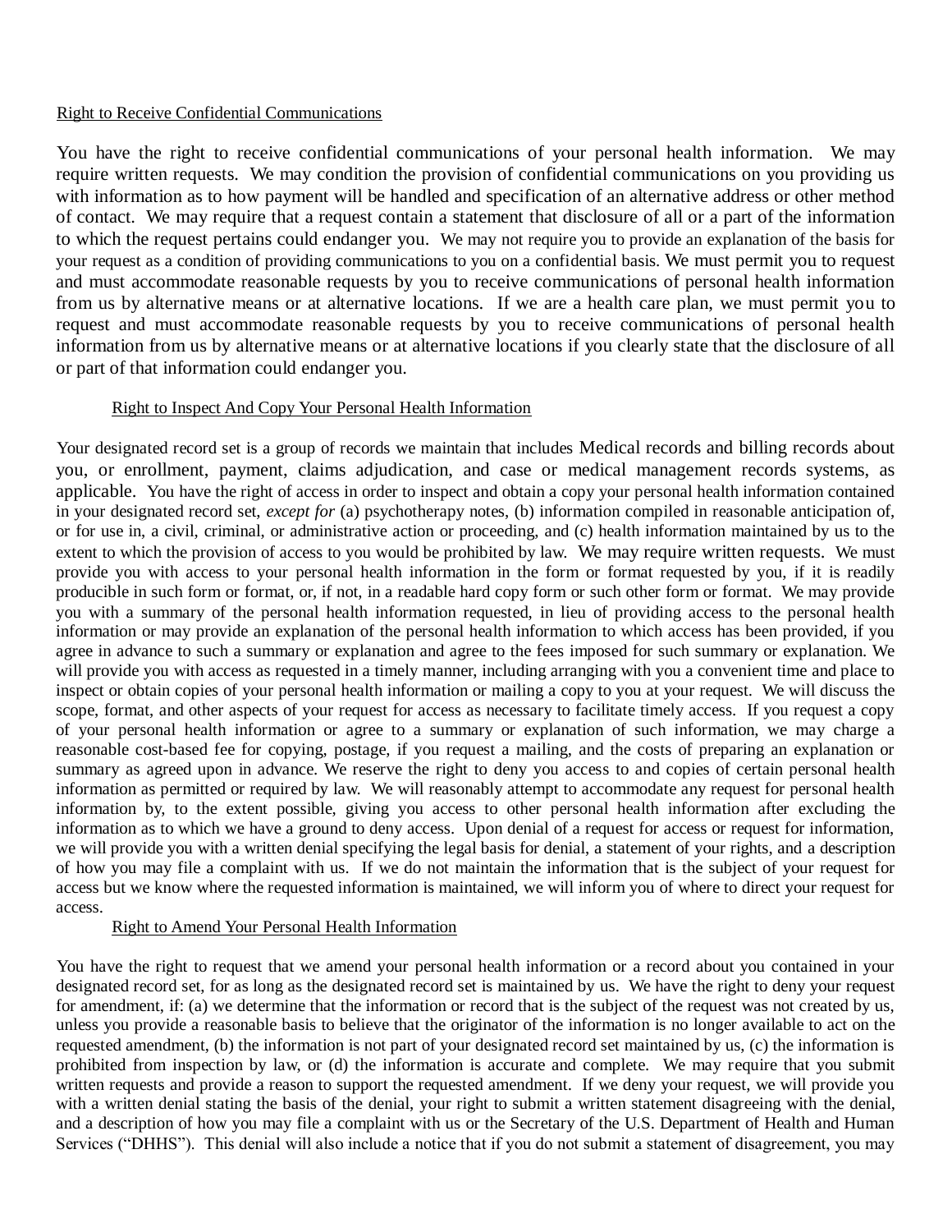Right to Receive Confidential Communications

You have the right to receive confidential communications of your personal health information. We may require written requests. We may condition the provision of confidential communications on you providing us with information as to how payment will be handled and specification of an alternative address or other method of contact. We may require that a request contain a statement that disclosure of all or a part of the information to which the request pertains could endanger you. We may not require you to provide an explanation of the basis for your request as a condition of providing communications to you on a confidential basis. We must permit you to request and must accommodate reasonable requests by you to receive communications of personal health information from us by alternative means or at alternative locations. If we are a health care plan, we must permit you to request and must accommodate reasonable requests by you to receive communications of personal health information from us by alternative means or at alternative locations if you clearly state that the disclosure of all or part of that information could endanger you.

Right to Inspect And Copy Your Personal Health Information

Your designated record set is a group of records we maintain that includes Medical records and billing records about you, or enrollment, payment, claims adjudication, and case or medical management records systems, as applicable. You have the right of access in order to inspect and obtain a copy your personal health information contained in your designated record set, *except for* (a) psychotherapy notes, (b) information compiled in reasonable anticipation of, or for use in, a civil, criminal, or administrative action or proceeding, and (c) health information maintained by us to the extent to which the provision of access to you would be prohibited by law. We may require written requests. We must provide you with access to your personal health information in the form or format requested by you, if it is readily producible in such form or format, or, if not, in a readable hard copy form or such other form or format. We may provide you with a summary of the personal health information requested, in lieu of providing access to the personal health information or may provide an explanation of the personal health information to which access has been provided, if you agree in advance to such a summary or explanation and agree to the fees imposed for such summary or explanation. We will provide you with access as requested in a timely manner, including arranging with you a convenient time and place to inspect or obtain copies of your personal health information or mailing a copy to you at your request. We will discuss the scope, format, and other aspects of your request for access as necessary to facilitate timely access. If you request a copy of your personal health information or agree to a summary or explanation of such information, we may charge a reasonable cost-based fee for copying, postage, if you request a mailing, and the costs of preparing an explanation or summary as agreed upon in advance. We reserve the right to deny you access to and copies of certain personal health information as permitted or required by law. We will reasonably attempt to accommodate any request for personal health information by, to the extent possible, giving you access to other personal health information after excluding the information as to which we have a ground to deny access. Upon denial of a request for access or request for information, we will provide you with a written denial specifying the legal basis for denial, a statement of your rights, and a description of how you may file a complaint with us. If we do not maintain the information that is the subject of your request for access but we know where the requested information is maintained, we will inform you of where to direct your request for access.

Right to Amend Your Personal Health Information

You have the right to request that we amend your personal health information or a record about you contained in your designated record set, for as long as the designated record set is maintained by us. We have the right to deny your request for amendment, if: (a) we determine that the information or record that is the subject of the request was not created by us, unless you provide a reasonable basis to believe that the originator of the information is no longer available to act on the requested amendment, (b) the information is not part of your designated record set maintained by us, (c) the information is prohibited from inspection by law, or (d) the information is accurate and complete. We may require that you submit written requests and provide a reason to support the requested amendment. If we deny your request, we will provide you with a written denial stating the basis of the denial, your right to submit a written statement disagreeing with the denial, and a description of how you may file a complaint with us or the Secretary of the U.S. Department of Health and Human Services ("DHHS"). This denial will also include a notice that if you do not submit a statement of disagreement, you may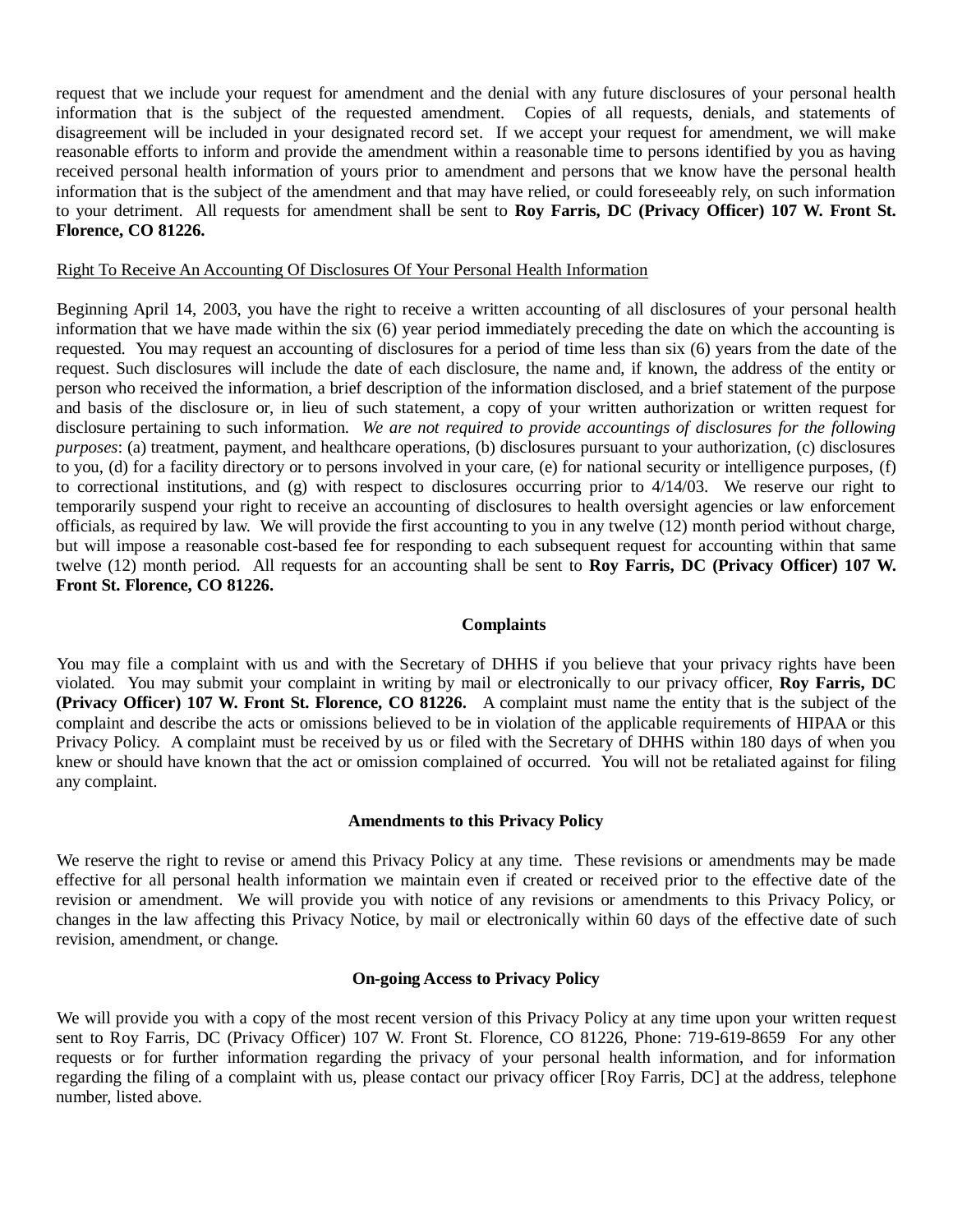request that we include your request for amendment and the denial with any future disclosures of your personal health information that is the subject of the requested amendment. Copies of all requests, denials, and statements of disagreement will be included in your designated record set. If we accept your request for amendment, we will make reasonable efforts to inform and provide the amendment within a reasonable time to persons identified by you as having received personal health information of yours prior to amendment and persons that we know have the personal health information that is the subject of the amendment and that may have relied, or could foreseeably rely, on such information to your detriment. All requests for amendment shall be sent to **Roy Farris, DC (Privacy Officer) 107 W. Front St. Florence, CO 81226.**

Right To Receive An Accounting Of Disclosures Of Your Personal Health Information

Beginning April 14, 2003, you have the right to receive a written accounting of all disclosures of your personal health information that we have made within the six (6) year period immediately preceding the date on which the accounting is requested. You may request an accounting of disclosures for a period of time less than six (6) years from the date of the request. Such disclosures will include the date of each disclosure, the name and, if known, the address of the entity or person who received the information, a brief description of the information disclosed, and a brief statement of the purpose and basis of the disclosure or, in lieu of such statement, a copy of your written authorization or written request for disclosure pertaining to such information. *We are not required to provide accountings of disclosures for the following purposes*: (a) treatment, payment, and healthcare operations, (b) disclosures pursuant to your authorization, (c) disclosures to you, (d) for a facility directory or to persons involved in your care, (e) for national security or intelligence purposes, (f) to correctional institutions, and (g) with respect to disclosures occurring prior to 4/14/03. We reserve our right to temporarily suspend your right to receive an accounting of disclosures to health oversight agencies or law enforcement officials, as required by law. We will provide the first accounting to you in any twelve (12) month period without charge, but will impose a reasonable cost-based fee for responding to each subsequent request for accounting within that same twelve (12) month period. All requests for an accounting shall be sent to **Roy Farris, DC (Privacy Officer) 107 W. Front St. Florence, CO 81226.**

**Complaints**

You may file a complaint with us and with the Secretary of DHHS if you believe that your privacy rights have been violated. You may submit your complaint in writing by mail or electronically to our privacy officer, **Roy Farris, DC (Privacy Officer) 107 W. Front St. Florence, CO 81226.** A complaint must name the entity that is the subject of the complaint and describe the acts or omissions believed to be in violation of the applicable requirements of HIPAA or this Privacy Policy. A complaint must be received by us or filed with the Secretary of DHHS within 180 days of when you knew or should have known that the act or omission complained of occurred. You will not be retaliated against for filing any complaint.

**Amendments to this Privacy Policy**

We reserve the right to revise or amend this Privacy Policy at any time. These revisions or amendments may be made effective for all personal health information we maintain even if created or received prior to the effective date of the revision or amendment. We will provide you with notice of any revisions or amendments to this Privacy Policy, or changes in the law affecting this Privacy Notice, by mail or electronically within 60 days of the effective date of such revision, amendment, or change.

**On-going Access to Privacy Policy**

We will provide you with a copy of the most recent version of this Privacy Policy at any time upon your written request sent to Roy Farris, DC (Privacy Officer) 107 W. Front St. Florence, CO 81226, Phone: 719-619-8659 For any other requests or for further information regarding the privacy of your personal health information, and for information regarding the filing of a complaint with us, please contact our privacy officer [Roy Farris, DC] at the address, telephone number, listed above.